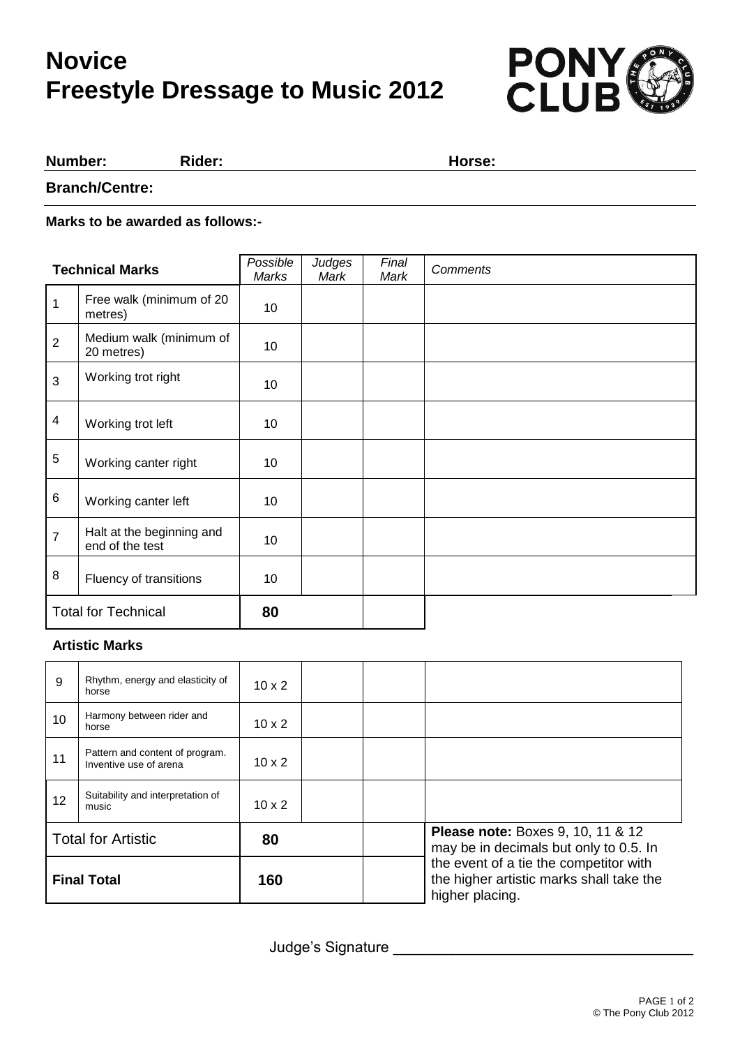# Novice
# Freestyle Dressage to Music 2012

**Number:** **Rider:** **Horse:**

**Branch/Centre:**

**Marks to be awarded as follows:-**

| Technical Marks | | *Possible Marks* | *Judges Mark* | *Final Mark* | *Comments* |
|---|---|---|---|---|---|
| 1 | Free walk (minimum of 20 metres) | 10 | | | |
| 2 | Medium walk (minimum of 20 metres) | 10 | | | |
| 3 | Working trot right | 10 | | | |
| 4 | Working trot left | 10 | | | |
| 5 | Working canter right | 10 | | | |
| 6 | Working canter left | 10 | | | |
| 7 | Halt at the beginning and end of the test | 10 | | | |
| 8 | Fluency of transitions | 10 | | | |
| Total for Technical | | **80** | | | |

**Artistic Marks**

| | | | | | |
|---|---|---|---|---|---|
| 9 | Rhythm, energy and elasticity of horse | 10 x 2 | | | |
| 10 | Harmony between rider and horse | 10 x 2 | | | |
| 11 | Pattern and content of program. Inventive use of arena | 10 x 2 | | | |
| 12 | Suitability and interpretation of music | 10 x 2 | | | |
| Total for Artistic | | **80** | | | |
| **Final Total** | | **160** | | | |

**Please note:** Boxes 9, 10, 11 & 12 may be in decimals but only to 0.5. In the event of a tie the competitor with the higher artistic marks shall take the higher placing.

Judge's Signature ___________________________________

© The Pony Club 2012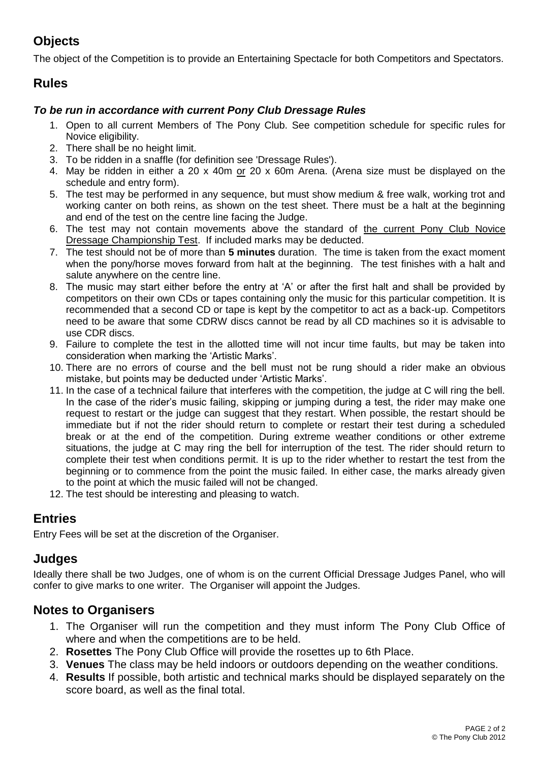## Objects

The object of the Competition is to provide an Entertaining Spectacle for both Competitors and Spectators.

## Rules

***To be run in accordance with current Pony Club Dressage Rules***

1. Open to all current Members of The Pony Club. See competition schedule for specific rules for Novice eligibility.
2. There shall be no height limit.
3. To be ridden in a snaffle (for definition see 'Dressage Rules').
4. May be ridden in either a 20 x 40m or 20 x 60m Arena. (Arena size must be displayed on the schedule and entry form).
5. The test may be performed in any sequence, but must show medium & free walk, working trot and working canter on both reins, as shown on the test sheet. There must be a halt at the beginning and end of the test on the centre line facing the Judge.
6. The test may not contain movements above the standard of the current Pony Club Novice Dressage Championship Test. If included marks may be deducted.
7. The test should not be of more than **5 minutes** duration. The time is taken from the exact moment when the pony/horse moves forward from halt at the beginning. The test finishes with a halt and salute anywhere on the centre line.
8. The music may start either before the entry at 'A' or after the first halt and shall be provided by competitors on their own CDs or tapes containing only the music for this particular competition. It is recommended that a second CD or tape is kept by the competitor to act as a back-up. Competitors need to be aware that some CDRW discs cannot be read by all CD machines so it is advisable to use CDR discs.
9. Failure to complete the test in the allotted time will not incur time faults, but may be taken into consideration when marking the 'Artistic Marks'.
10. There are no errors of course and the bell must not be rung should a rider make an obvious mistake, but points may be deducted under 'Artistic Marks'.
11. In the case of a technical failure that interferes with the competition, the judge at C will ring the bell. In the case of the rider's music failing, skipping or jumping during a test, the rider may make one request to restart or the judge can suggest that they restart. When possible, the restart should be immediate but if not the rider should return to complete or restart their test during a scheduled break or at the end of the competition. During extreme weather conditions or other extreme situations, the judge at C may ring the bell for interruption of the test. The rider should return to complete their test when conditions permit. It is up to the rider whether to restart the test from the beginning or to commence from the point the music failed. In either case, the marks already given to the point at which the music failed will not be changed.
12. The test should be interesting and pleasing to watch.

## Entries

Entry Fees will be set at the discretion of the Organiser.

## Judges

Ideally there shall be two Judges, one of whom is on the current Official Dressage Judges Panel, who will confer to give marks to one writer. The Organiser will appoint the Judges.

## Notes to Organisers

1. The Organiser will run the competition and they must inform The Pony Club Office of where and when the competitions are to be held.
2. **Rosettes** The Pony Club Office will provide the rosettes up to 6th Place.
3. **Venues** The class may be held indoors or outdoors depending on the weather conditions.
4. **Results** If possible, both artistic and technical marks should be displayed separately on the score board, as well as the final total.

© The Pony Club 2012